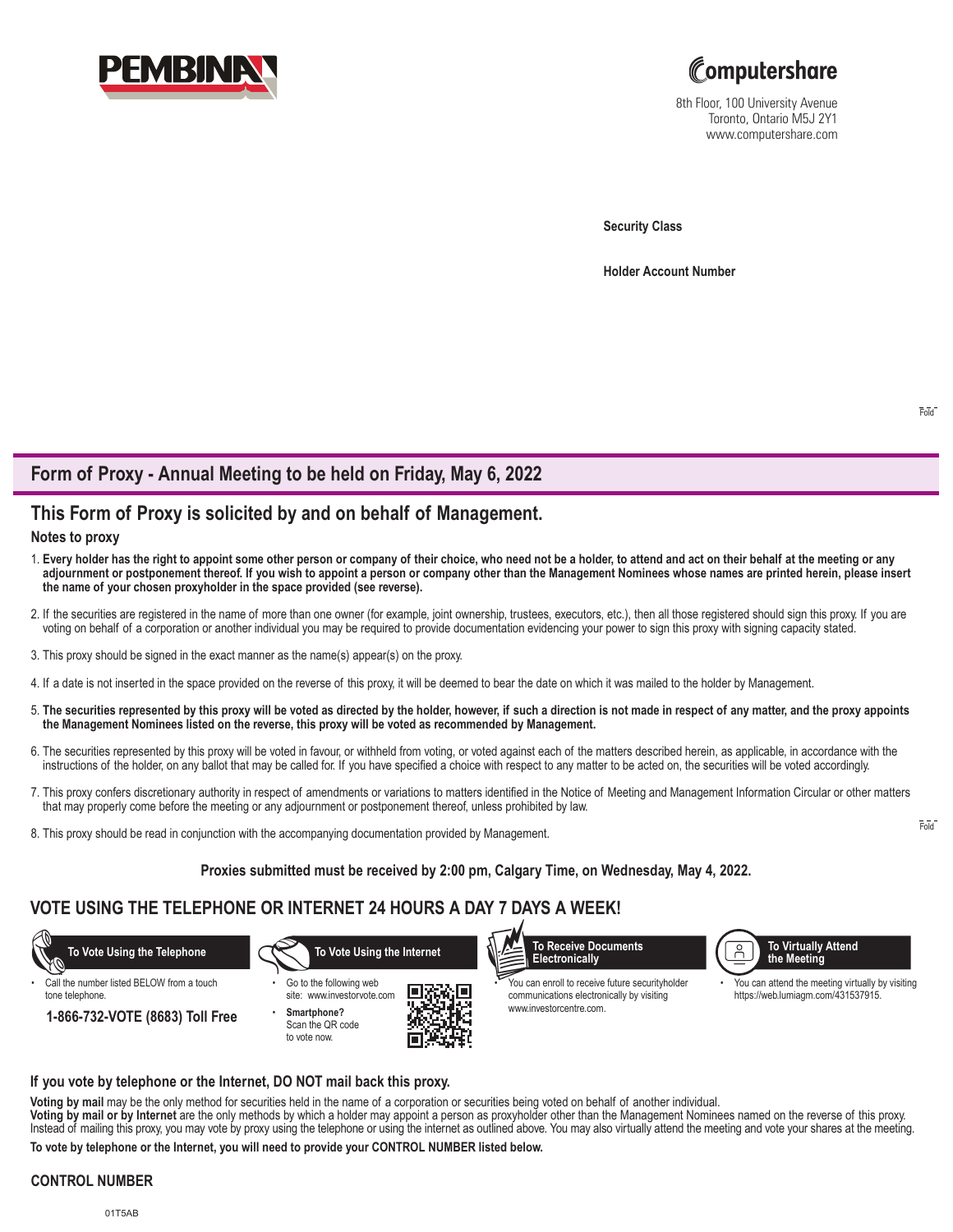PEMBINA

Computershare
8th Floor, 100 University Avenue
Toronto, Ontario M5J 2Y1
www.computershare.com

**Security Class**

**Holder Account Number**

Fold

## Form of Proxy - Annual Meeting to be held on Friday, May 6, 2022

## This Form of Proxy is solicited by and on behalf of Management.

### Notes to proxy

1. **Every holder has the right to appoint some other person or company of their choice, who need not be a holder, to attend and act on their behalf at the meeting or any adjournment or postponement thereof. If you wish to appoint a person or company other than the Management Nominees whose names are printed herein, please insert the name of your chosen proxyholder in the space provided (see reverse).**
2. If the securities are registered in the name of more than one owner (for example, joint ownership, trustees, executors, etc.), then all those registered should sign this proxy. If you are voting on behalf of a corporation or another individual you may be required to provide documentation evidencing your power to sign this proxy with signing capacity stated.
3. This proxy should be signed in the exact manner as the name(s) appear(s) on the proxy.
4. If a date is not inserted in the space provided on the reverse of this proxy, it will be deemed to bear the date on which it was mailed to the holder by Management.
5. **The securities represented by this proxy will be voted as directed by the holder, however, if such a direction is not made in respect of any matter, and the proxy appoints the Management Nominees listed on the reverse, this proxy will be voted as recommended by Management.**
6. The securities represented by this proxy will be voted in favour, or withheld from voting, or voted against each of the matters described herein, as applicable, in accordance with the instructions of the holder, on any ballot that may be called for. If you have specified a choice with respect to any matter to be acted on, the securities will be voted accordingly.
7. This proxy confers discretionary authority in respect of amendments or variations to matters identified in the Notice of Meeting and Management Information Circular or other matters that may properly come before the meeting or any adjournment or postponement thereof, unless prohibited by law.
8. This proxy should be read in conjunction with the accompanying documentation provided by Management.

Fold

**Proxies submitted must be received by 2:00 pm, Calgary Time, on Wednesday, May 4, 2022.**

## VOTE USING THE TELEPHONE OR INTERNET 24 HOURS A DAY 7 DAYS A WEEK!

**To Vote Using the Telephone**

- Call the number listed BELOW from a touch tone telephone.

**1-866-732-VOTE (8683) Toll Free**

**To Vote Using the Internet**

- Go to the following web site: www.investorvote.com
- **Smartphone?** Scan the QR code to vote now.

**To Receive Documents Electronically**

- You can enroll to receive future securityholder communications electronically by visiting www.investorcentre.com.

**To Virtually Attend the Meeting**

- You can attend the meeting virtually by visiting https://web.lumiagm.com/431537915.

### If you vote by telephone or the Internet, DO NOT mail back this proxy.

**Voting by mail** may be the only method for securities held in the name of a corporation or securities being voted on behalf of another individual.
**Voting by mail or by Internet** are the only methods by which a holder may appoint a person as proxyholder other than the Management Nominees named on the reverse of this proxy. Instead of mailing this proxy, you may vote by proxy using the telephone or using the internet as outlined above. You may also virtually attend the meeting and vote your shares at the meeting.

**To vote by telephone or the Internet, you will need to provide your CONTROL NUMBER listed below.**

**CONTROL NUMBER**

01T5AB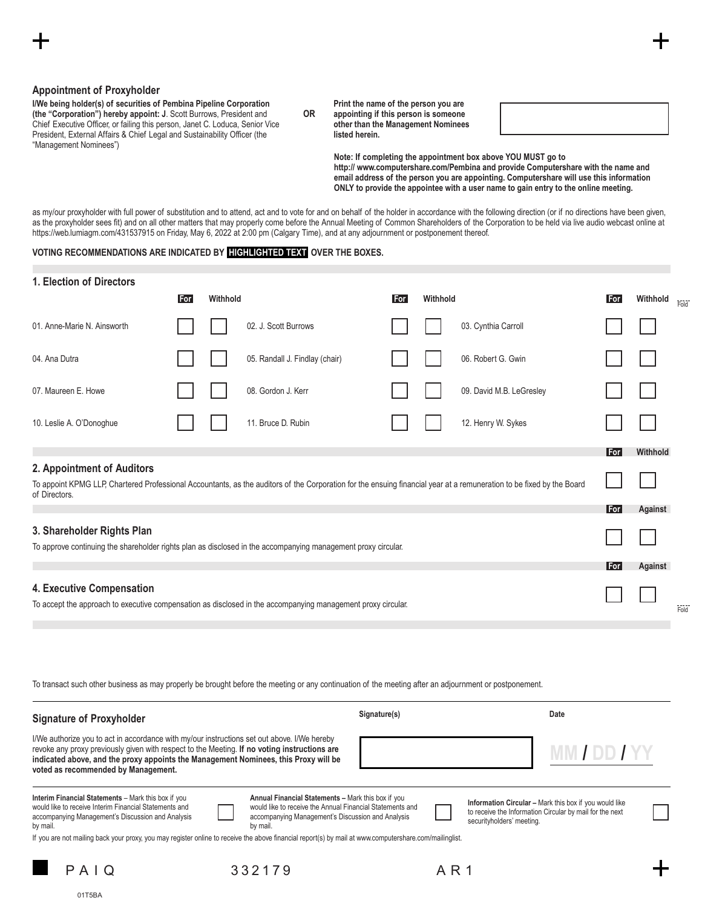## Appointment of Proxyholder

**I/We being holder(s) of securities of Pembina Pipeline Corporation (the "Corporation") hereby appoint: J**. Scott Burrows, President and Chief Executive Officer, or failing this person, Janet C. Loduca, Senior Vice President, External Affairs & Chief Legal and Sustainability Officer (the "Management Nominees")

**OR**

**Print the name of the person you are appointing if this person is someone other than the Management Nominees listed herein.**

**Note: If completing the appointment box above YOU MUST go to http:// www.computershare.com/Pembina and provide Computershare with the name and email address of the person you are appointing. Computershare will use this information ONLY to provide the appointee with a user name to gain entry to the online meeting.**

as my/our proxyholder with full power of substitution and to attend, act and to vote for and on behalf of the holder in accordance with the following direction (or if no directions have been given, as the proxyholder sees fit) and on all other matters that may properly come before the Annual Meeting of Common Shareholders of the Corporation to be held via live audio webcast online at https://web.lumiagm.com/431537915 on Friday, May 6, 2022 at 2:00 pm (Calgary Time), and at any adjournment or postponement thereof.

**VOTING RECOMMENDATIONS ARE INDICATED BY HIGHLIGHTED TEXT OVER THE BOXES.**

### 1. Election of Directors

| | For | Withhold | | For | Withhold | | For | Withhold |
|---|---|---|---|---|---|---|---|---|
| 01. Anne-Marie N. Ainsworth | ☐ | ☐ | 02. J. Scott Burrows | ☐ | ☐ | 03. Cynthia Carroll | ☐ | ☐ |
| 04. Ana Dutra | ☐ | ☐ | 05. Randall J. Findlay (chair) | ☐ | ☐ | 06. Robert G. Gwin | ☐ | ☐ |
| 07. Maureen E. Howe | ☐ | ☐ | 08. Gordon J. Kerr | ☐ | ☐ | 09. David M.B. LeGresley | ☐ | ☐ |
| 10. Leslie A. O'Donoghue | ☐ | ☐ | 11. Bruce D. Rubin | ☐ | ☐ | 12. Henry W. Sykes | ☐ | ☐ |

### 2. Appointment of Auditors

To appoint KPMG LLP, Chartered Professional Accountants, as the auditors of the Corporation for the ensuing financial year at a remuneration to be fixed by the Board of Directors.

For ☐ Withhold ☐

### 3. Shareholder Rights Plan

To approve continuing the shareholder rights plan as disclosed in the accompanying management proxy circular.

For ☐ Against ☐

### 4. Executive Compensation

To accept the approach to executive compensation as disclosed in the accompanying management proxy circular.

For ☐ Against ☐

To transact such other business as may properly be brought before the meeting or any continuation of the meeting after an adjournment or postponement.

## Signature of Proxyholder

I/We authorize you to act in accordance with my/our instructions set out above. I/We hereby revoke any proxy previously given with respect to the Meeting. **If no voting instructions are indicated above, and the proxy appoints the Management Nominees, this Proxy will be voted as recommended by Management.**

Signature(s)

Date

MM / DD / YY

**Interim Financial Statements** – Mark this box if you would like to receive Interim Financial Statements and accompanying Management's Discussion and Analysis by mail. ☐

**Annual Financial Statements** – Mark this box if you would like to receive the Annual Financial Statements and accompanying Management's Discussion and Analysis by mail. ☐

**Information Circular** – Mark this box if you would like to receive the Information Circular by mail for the next securityholders' meeting. ☐

If you are not mailing back your proxy, you may register online to receive the above financial report(s) by mail at www.computershare.com/mailinglist.

P A I Q 3 3 2 1 7 9 A R 1

01T5BA